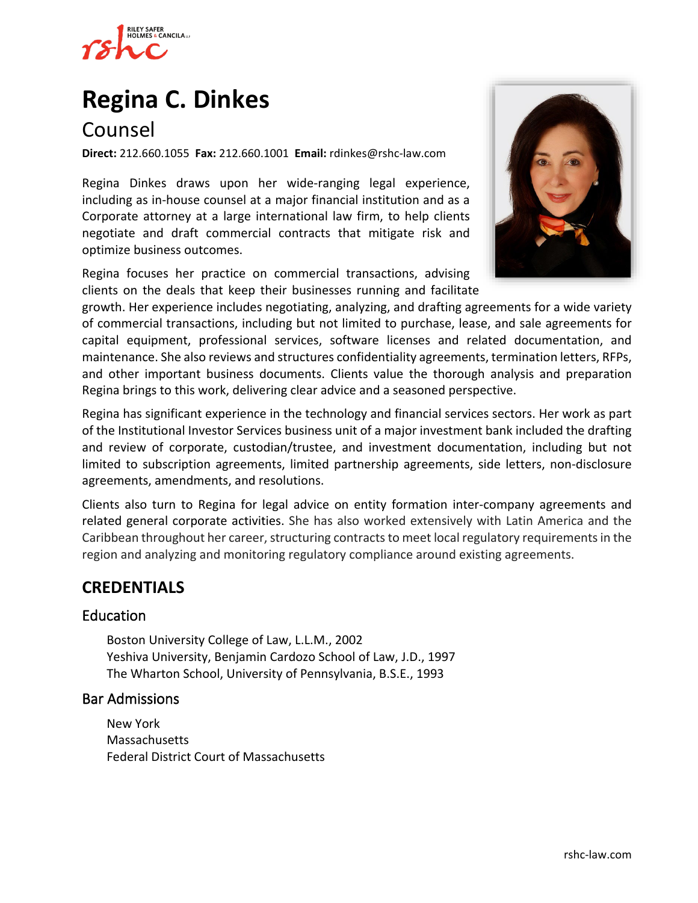# Regina C. Dinkes

## Counsel

**Direct:** 212.660.1055 **Fax:** 212.660.1001 **Email:** rdinkes@rshc-law.com

Regina Dinkes draws upon her wide-ranging legal experience, including as in-house counsel at a major financial institution and as a Corporate attorney at a large international law firm, to help clients negotiate and draft commercial contracts that mitigate risk and optimize business outcomes.

Regina focuses her practice on commercial transactions, advising clients on the deals that keep their businesses running and facilitate growth. Her experience includes negotiating, analyzing, and drafting agreements for a wide variety of commercial transactions, including but not limited to purchase, lease, and sale agreements for capital equipment, professional services, software licenses and related documentation, and maintenance. She also reviews and structures confidentiality agreements, termination letters, RFPs, and other important business documents. Clients value the thorough analysis and preparation Regina brings to this work, delivering clear advice and a seasoned perspective.

Regina has significant experience in the technology and financial services sectors. Her work as part of the Institutional Investor Services business unit of a major investment bank included the drafting and review of corporate, custodian/trustee, and investment documentation, including but not limited to subscription agreements, limited partnership agreements, side letters, non-disclosure agreements, amendments, and resolutions.

Clients also turn to Regina for legal advice on entity formation inter-company agreements and related general corporate activities. She has also worked extensively with Latin America and the Caribbean throughout her career, structuring contracts to meet local regulatory requirements in the region and analyzing and monitoring regulatory compliance around existing agreements.

## CREDENTIALS

### Education

Boston University College of Law, L.L.M., 2002
Yeshiva University, Benjamin Cardozo School of Law, J.D., 1997
The Wharton School, University of Pennsylvania, B.S.E., 1993

### Bar Admissions

New York
Massachusetts
Federal District Court of Massachusetts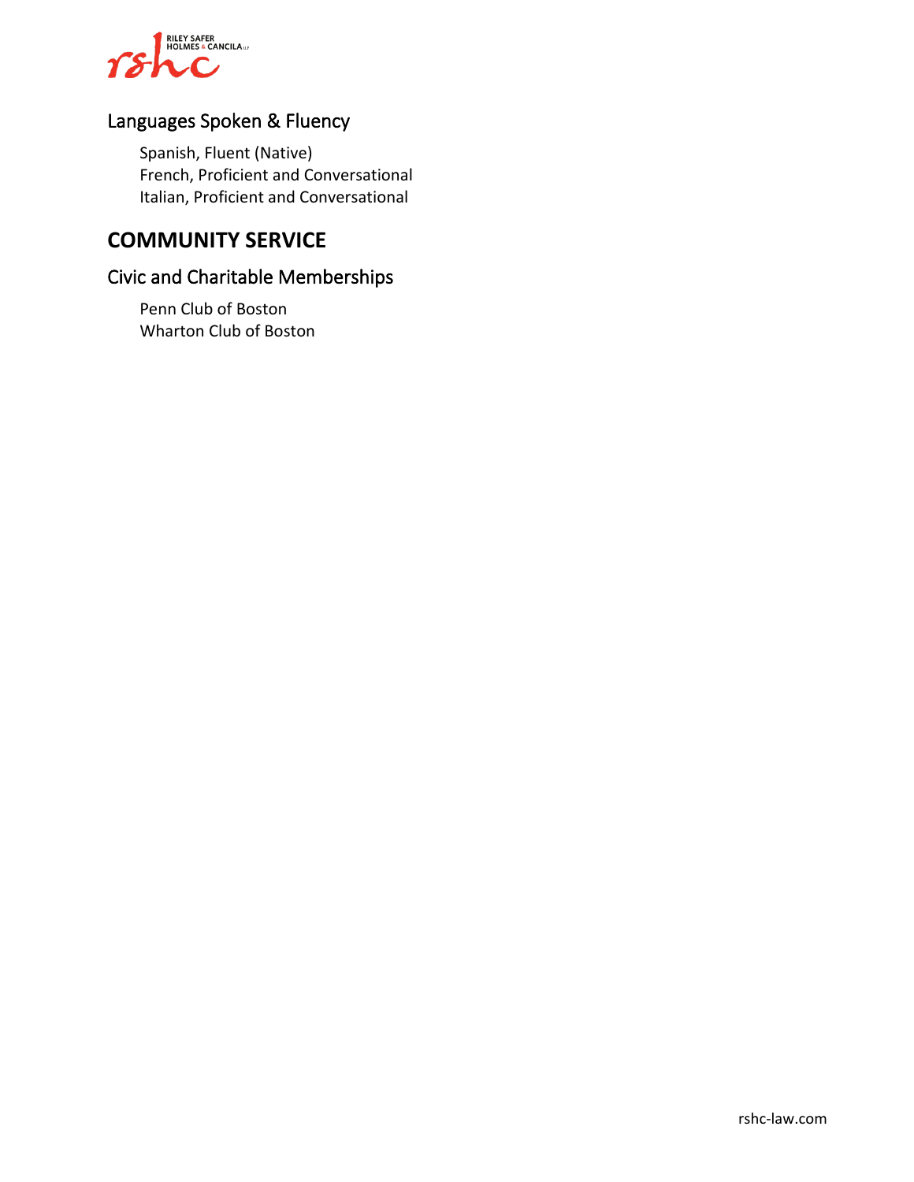## Languages Spoken & Fluency

Spanish, Fluent (Native)
French, Proficient and Conversational
Italian, Proficient and Conversational

# COMMUNITY SERVICE

## Civic and Charitable Memberships

Penn Club of Boston
Wharton Club of Boston